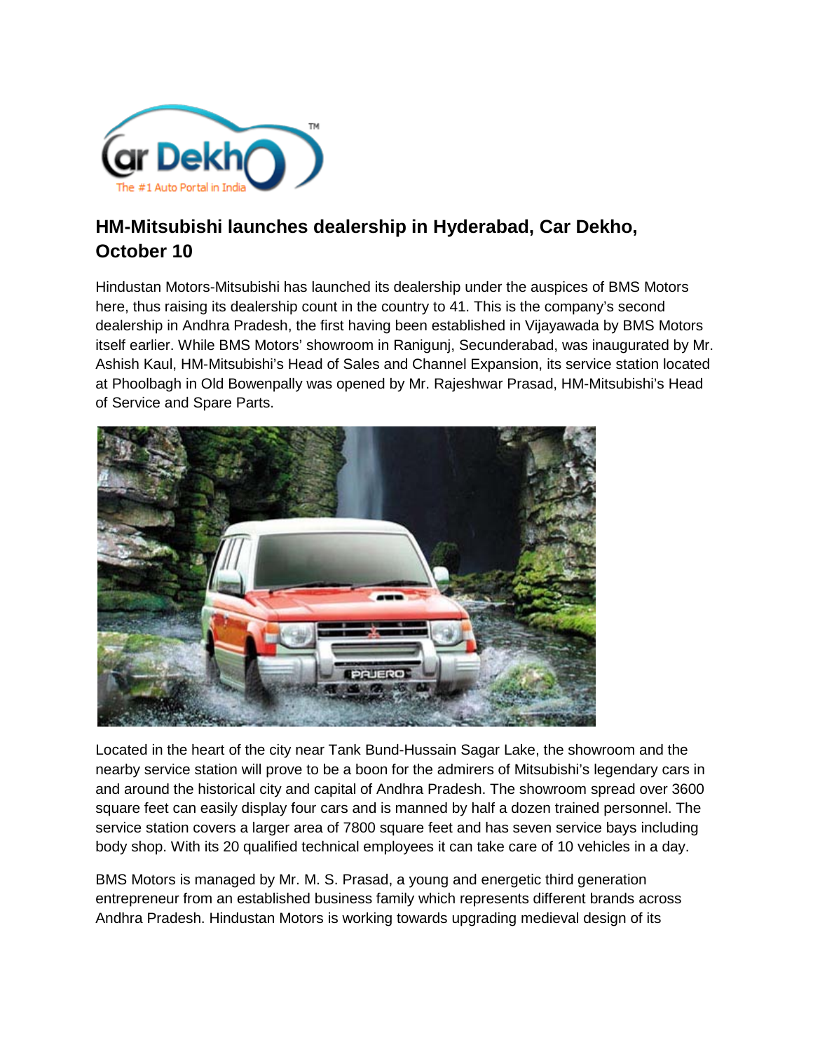## HM-Mitsubishi launches dealership in Hyderabad, Car Dekho, October 10

Hindustan Motors-Mitsubishi has launched its dealership under the auspices of BMS Motors here, thus raising its dealership count in the country to 41. This is the company's second dealership in Andhra Pradesh, the first having been established in Vijayawada by BMS Motors itself earlier. While BMS Motors' showroom in Ranigunj, Secunderabad, was inaugurated by Mr. Ashish Kaul, HM-Mitsubishi's Head of Sales and Channel Expansion, its service station located at Phoolbagh in Old Bowenpally was opened by Mr. Rajeshwar Prasad, HM-Mitsubishi's Head of Service and Spare Parts.

Located in the heart of the city near Tank Bund-Hussain Sagar Lake, the showroom and the nearby service station will prove to be a boon for the admirers of Mitsubishi's legendary cars in and around the historical city and capital of Andhra Pradesh. The showroom spread over 3600 square feet can easily display four cars and is manned by half a dozen trained personnel. The service station covers a larger area of 7800 square feet and has seven service bays including body shop. With its 20 qualified technical employees it can take care of 10 vehicles in a day.

BMS Motors is managed by Mr. M. S. Prasad, a young and energetic third generation entrepreneur from an established business family which represents different brands across Andhra Pradesh. Hindustan Motors is working towards upgrading medieval design of its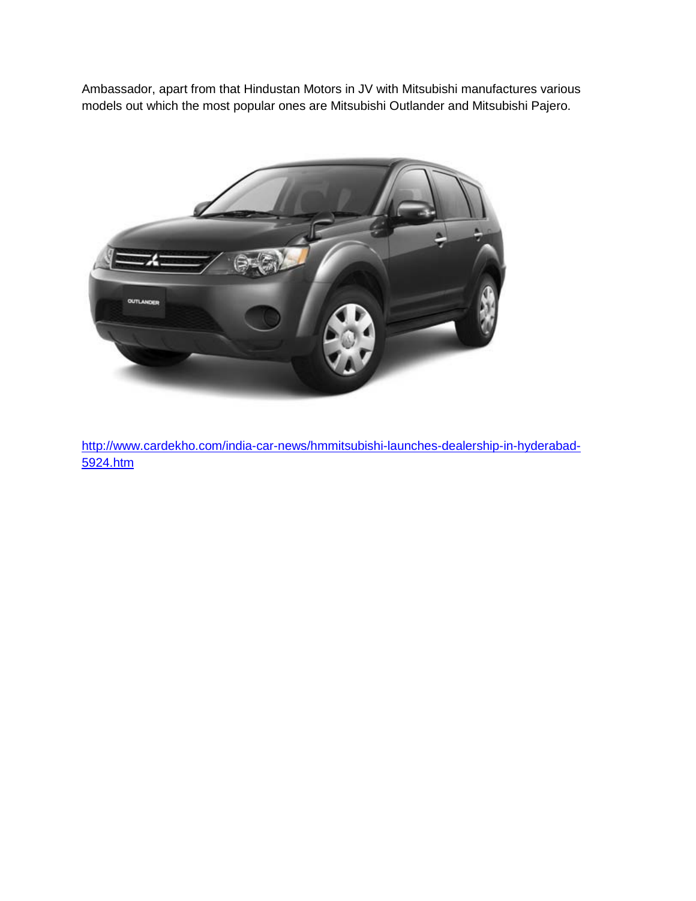Ambassador, apart from that Hindustan Motors in JV with Mitsubishi manufactures various models out which the most popular ones are Mitsubishi Outlander and Mitsubishi Pajero.

http://www.cardekho.com/india-car-news/hmmitsubishi-launches-dealership-in-hyderabad-5924.htm